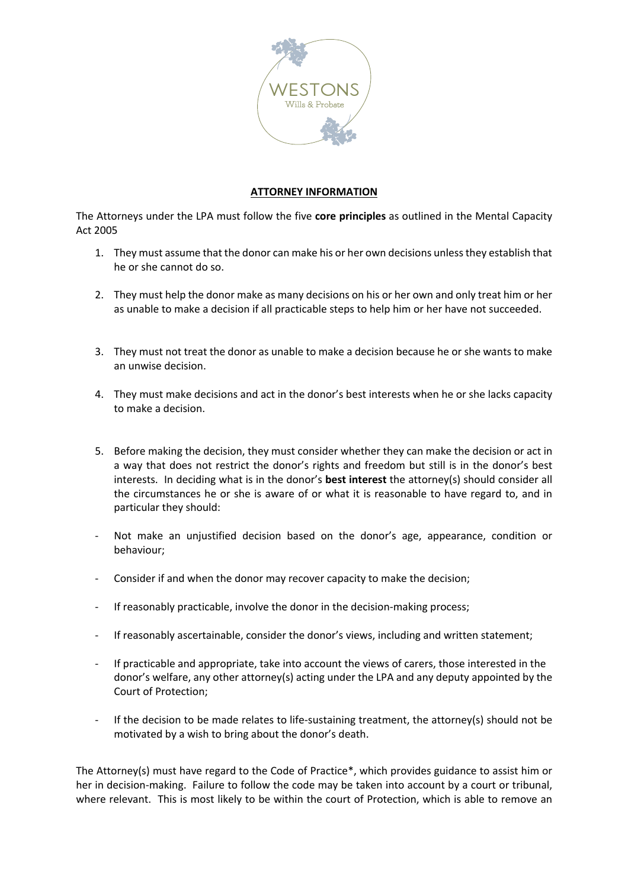WESTONS
Wills & Probate

**ATTORNEY INFORMATION**

The Attorneys under the LPA must follow the five **core principles** as outlined in the Mental Capacity Act 2005

1. They must assume that the donor can make his or her own decisions unless they establish that he or she cannot do so.

2. They must help the donor make as many decisions on his or her own and only treat him or her as unable to make a decision if all practicable steps to help him or her have not succeeded.

3. They must not treat the donor as unable to make a decision because he or she wants to make an unwise decision.

4. They must make decisions and act in the donor's best interests when he or she lacks capacity to make a decision.

5. Before making the decision, they must consider whether they can make the decision or act in a way that does not restrict the donor's rights and freedom but still is in the donor's best interests. In deciding what is in the donor's **best interest** the attorney(s) should consider all the circumstances he or she is aware of or what it is reasonable to have regard to, and in particular they should:

- Not make an unjustified decision based on the donor's age, appearance, condition or behaviour;

- Consider if and when the donor may recover capacity to make the decision;

- If reasonably practicable, involve the donor in the decision-making process;

- If reasonably ascertainable, consider the donor's views, including and written statement;

- If practicable and appropriate, take into account the views of carers, those interested in the donor's welfare, any other attorney(s) acting under the LPA and any deputy appointed by the Court of Protection;

- If the decision to be made relates to life-sustaining treatment, the attorney(s) should not be motivated by a wish to bring about the donor's death.

The Attorney(s) must have regard to the Code of Practice*, which provides guidance to assist him or her in decision-making. Failure to follow the code may be taken into account by a court or tribunal, where relevant. This is most likely to be within the court of Protection, which is able to remove an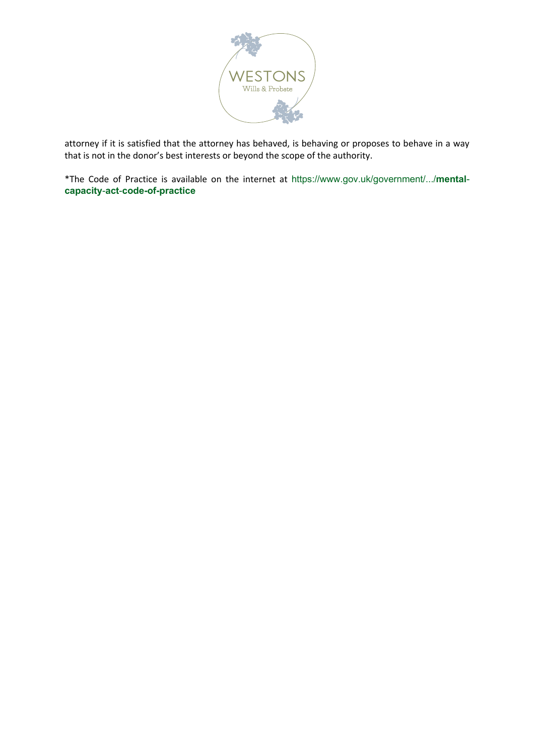attorney if it is satisfied that the attorney has behaved, is behaving or proposes to behave in a way that is not in the donor's best interests or beyond the scope of the authority.

*The Code of Practice is available on the internet at https://www.gov.uk/government/.../**mental-capacity-act-code-of-practice**